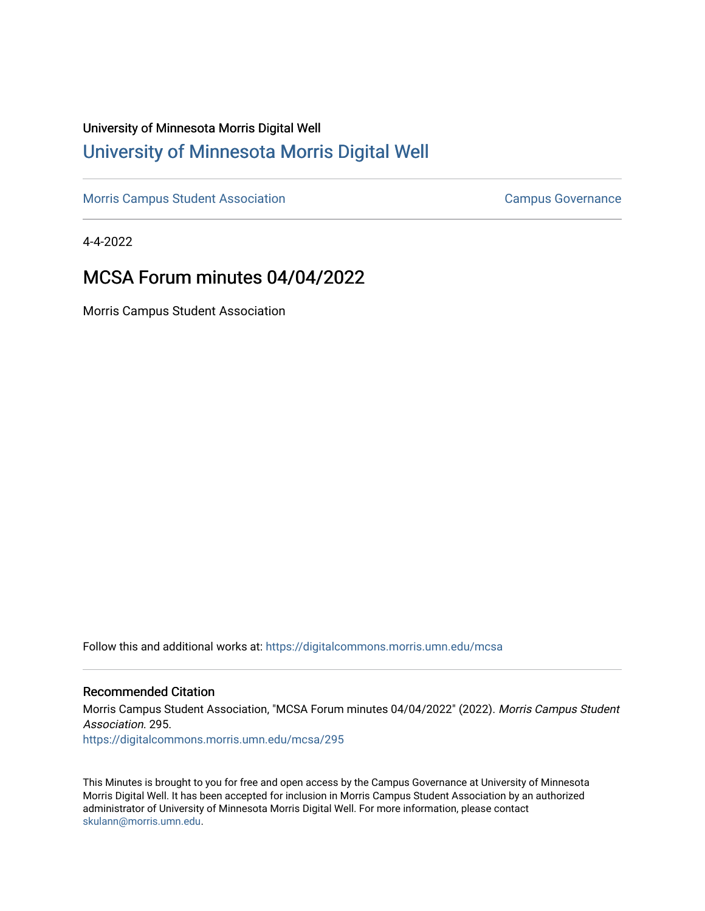University of Minnesota Morris Digital Well

# University of Minnesota Morris Digital Well

Morris Campus Student Association | Campus Governance

4-4-2022

## MCSA Forum minutes 04/04/2022

Morris Campus Student Association

Follow this and additional works at: https://digitalcommons.morris.umn.edu/mcsa

### Recommended Citation

Morris Campus Student Association, "MCSA Forum minutes 04/04/2022" (2022). *Morris Campus Student Association*. 295.
https://digitalcommons.morris.umn.edu/mcsa/295

This Minutes is brought to you for free and open access by the Campus Governance at University of Minnesota Morris Digital Well. It has been accepted for inclusion in Morris Campus Student Association by an authorized administrator of University of Minnesota Morris Digital Well. For more information, please contact skulann@morris.umn.edu.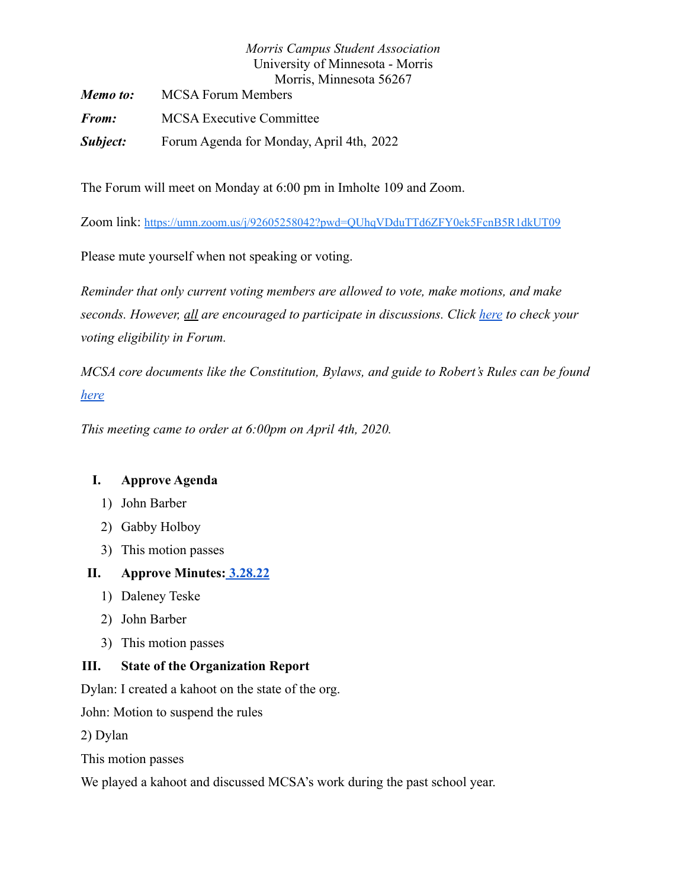*Morris Campus Student Association*
University of Minnesota - Morris
Morris, Minnesota 56267

***Memo to:*** MCSA Forum Members

***From:*** MCSA Executive Committee

***Subject:*** Forum Agenda for Monday, April 4th, 2022

The Forum will meet on Monday at 6:00 pm in Imholte 109 and Zoom.

Zoom link: https://umn.zoom.us/j/92605258042?pwd=QUhqVDduTTd6ZFY0ek5FcnB5R1dkUT09

Please mute yourself when not speaking or voting.

*Reminder that only current voting members are allowed to vote, make motions, and make seconds. However, all are encouraged to participate in discussions. Click here to check your voting eligibility in Forum.*

*MCSA core documents like the Constitution, Bylaws, and guide to Robert's Rules can be found here*

*This meeting came to order at 6:00pm on April 4th, 2020.*

I. **Approve Agenda**
   1) John Barber
   2) Gabby Holboy
   3) This motion passes

II. **Approve Minutes: 3.28.22**
   1) Daleney Teske
   2) John Barber
   3) This motion passes

III. **State of the Organization Report**

Dylan: I created a kahoot on the state of the org.

John: Motion to suspend the rules

2) Dylan

This motion passes

We played a kahoot and discussed MCSA's work during the past school year.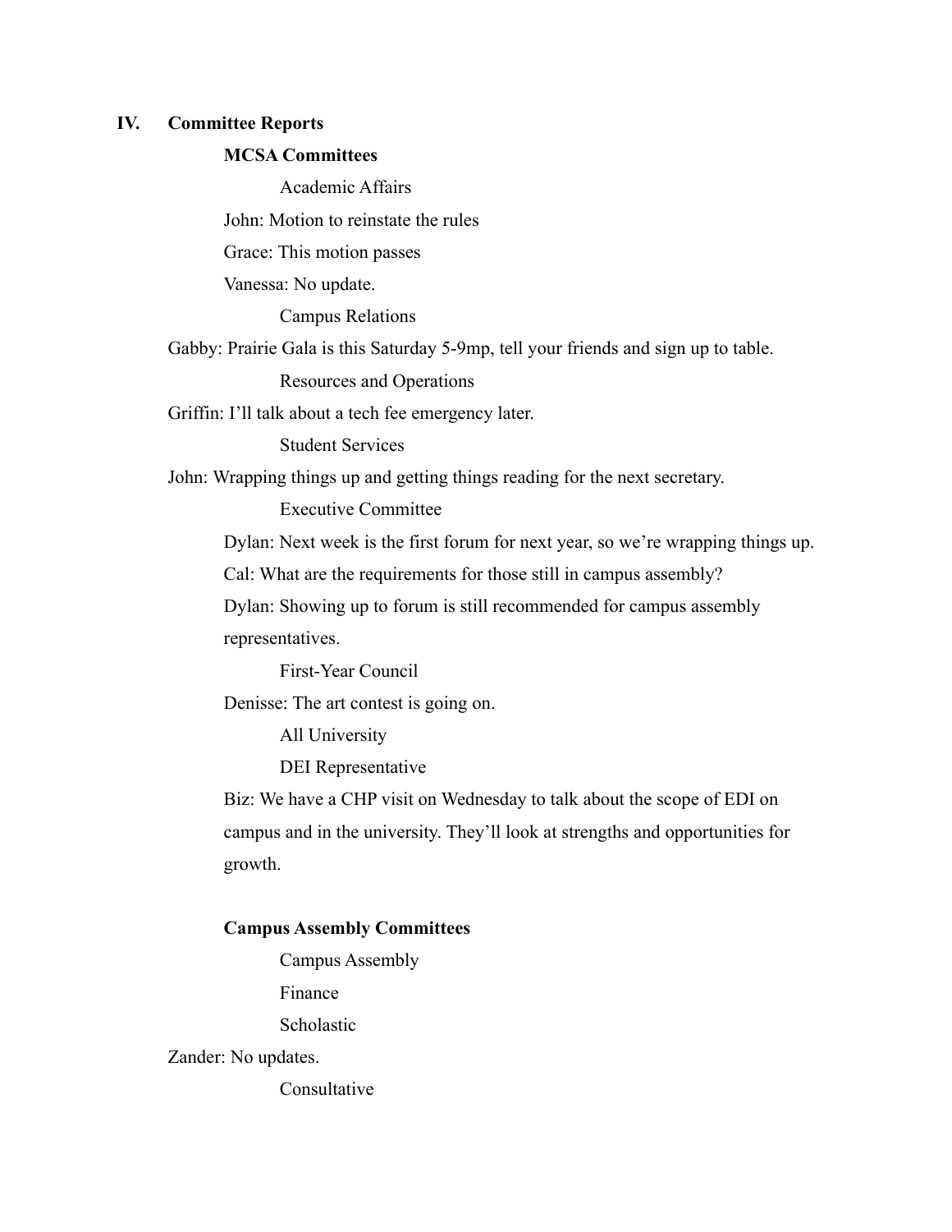## IV. Committee Reports

**MCSA Committees**

Academic Affairs

John: Motion to reinstate the rules

Grace: This motion passes

Vanessa: No update.

Campus Relations

Gabby: Prairie Gala is this Saturday 5-9mp, tell your friends and sign up to table.

Resources and Operations

Griffin: I'll talk about a tech fee emergency later.

Student Services

John: Wrapping things up and getting things reading for the next secretary.

Executive Committee

Dylan: Next week is the first forum for next year, so we're wrapping things up.

Cal: What are the requirements for those still in campus assembly?

Dylan: Showing up to forum is still recommended for campus assembly representatives.

First-Year Council

Denisse: The art contest is going on.

All University

DEI Representative

Biz: We have a CHP visit on Wednesday to talk about the scope of EDI on campus and in the university. They'll look at strengths and opportunities for growth.

**Campus Assembly Committees**

Campus Assembly

Finance

Scholastic

Zander: No updates.

Consultative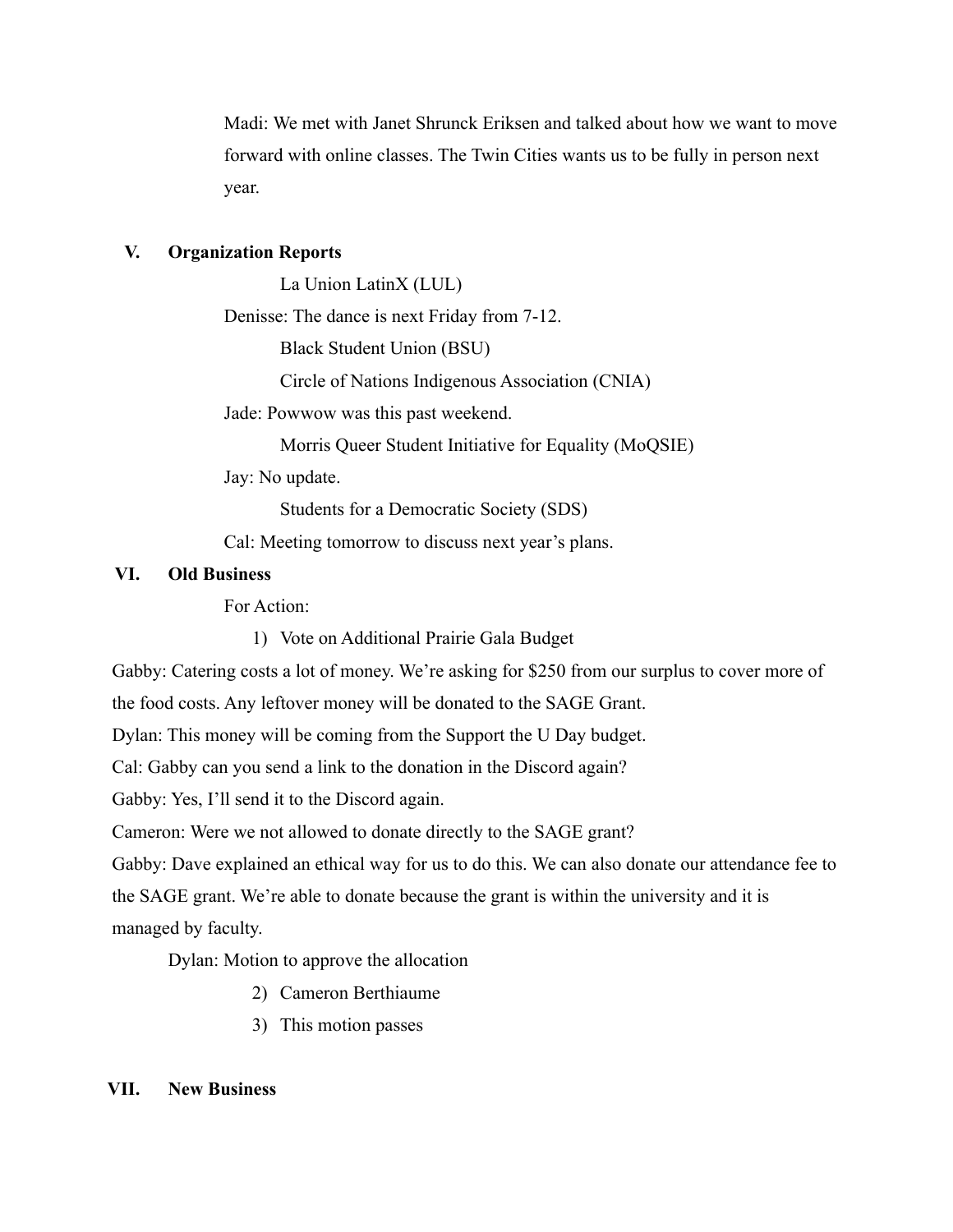Madi: We met with Janet Shrunck Eriksen and talked about how we want to move forward with online classes. The Twin Cities wants us to be fully in person next year.

## V. Organization Reports

La Union LatinX (LUL)

Denisse: The dance is next Friday from 7-12.

Black Student Union (BSU)

Circle of Nations Indigenous Association (CNIA)

Jade: Powwow was this past weekend.

Morris Queer Student Initiative for Equality (MoQSIE)

Jay: No update.

Students for a Democratic Society (SDS)

Cal: Meeting tomorrow to discuss next year's plans.

## VI. Old Business

For Action:

1) Vote on Additional Prairie Gala Budget

Gabby: Catering costs a lot of money. We're asking for $250 from our surplus to cover more of the food costs. Any leftover money will be donated to the SAGE Grant.

Dylan: This money will be coming from the Support the U Day budget.

Cal: Gabby can you send a link to the donation in the Discord again?

Gabby: Yes, I'll send it to the Discord again.

Cameron: Were we not allowed to donate directly to the SAGE grant?

Gabby: Dave explained an ethical way for us to do this. We can also donate our attendance fee to the SAGE grant. We're able to donate because the grant is within the university and it is managed by faculty.

Dylan: Motion to approve the allocation

2) Cameron Berthiaume
3) This motion passes

## VII. New Business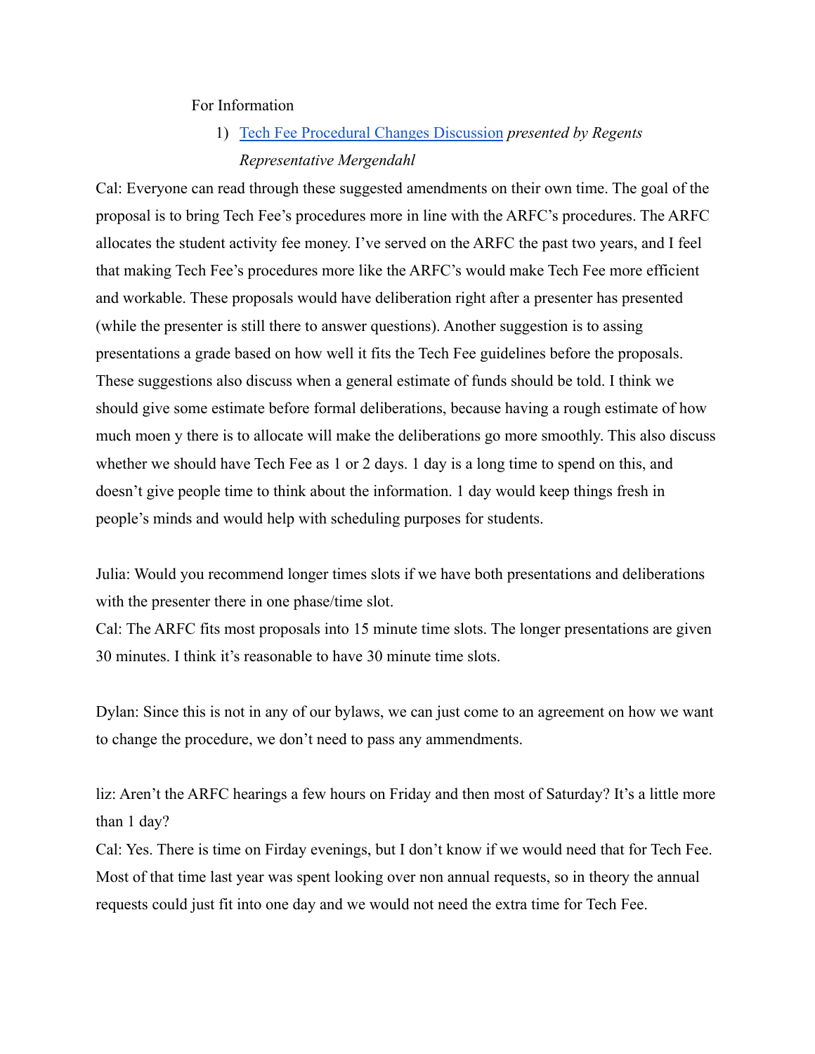For Information

1) [Tech Fee Procedural Changes Discussion]() *presented by Regents Representative Mergendahl*

Cal: Everyone can read through these suggested amendments on their own time. The goal of the proposal is to bring Tech Fee's procedures more in line with the ARFC's procedures. The ARFC allocates the student activity fee money. I've served on the ARFC the past two years, and I feel that making Tech Fee's procedures more like the ARFC's would make Tech Fee more efficient and workable. These proposals would have deliberation right after a presenter has presented (while the presenter is still there to answer questions). Another suggestion is to assing presentations a grade based on how well it fits the Tech Fee guidelines before the proposals. These suggestions also discuss when a general estimate of funds should be told. I think we should give some estimate before formal deliberations, because having a rough estimate of how much moen y there is to allocate will make the deliberations go more smoothly. This also discuss whether we should have Tech Fee as 1 or 2 days. 1 day is a long time to spend on this, and doesn't give people time to think about the information. 1 day would keep things fresh in people's minds and would help with scheduling purposes for students.

Julia: Would you recommend longer times slots if we have both presentations and deliberations with the presenter there in one phase/time slot.

Cal: The ARFC fits most proposals into 15 minute time slots. The longer presentations are given 30 minutes. I think it's reasonable to have 30 minute time slots.

Dylan: Since this is not in any of our bylaws, we can just come to an agreement on how we want to change the procedure, we don't need to pass any ammendments.

liz: Aren't the ARFC hearings a few hours on Friday and then most of Saturday? It's a little more than 1 day?

Cal: Yes. There is time on Firday evenings, but I don't know if we would need that for Tech Fee. Most of that time last year was spent looking over non annual requests, so in theory the annual requests could just fit into one day and we would not need the extra time for Tech Fee.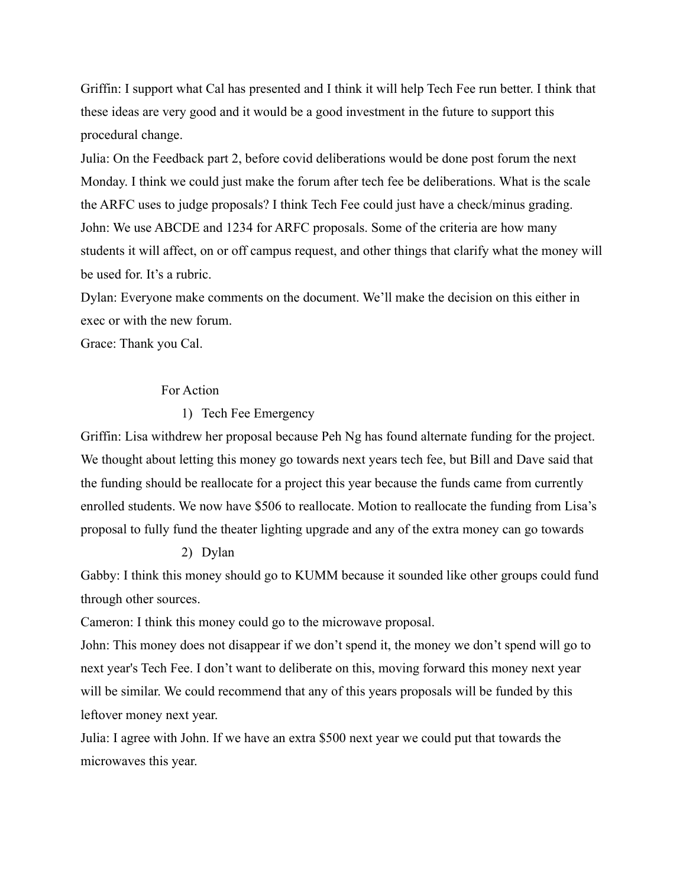Griffin: I support what Cal has presented and I think it will help Tech Fee run better. I think that these ideas are very good and it would be a good investment in the future to support this procedural change.

Julia: On the Feedback part 2, before covid deliberations would be done post forum the next Monday. I think we could just make the forum after tech fee be deliberations. What is the scale the ARFC uses to judge proposals? I think Tech Fee could just have a check/minus grading.

John: We use ABCDE and 1234 for ARFC proposals. Some of the criteria are how many students it will affect, on or off campus request, and other things that clarify what the money will be used for. It's a rubric.

Dylan: Everyone make comments on the document. We'll make the decision on this either in exec or with the new forum.

Grace: Thank you Cal.

For Action

1) Tech Fee Emergency

Griffin: Lisa withdrew her proposal because Peh Ng has found alternate funding for the project. We thought about letting this money go towards next years tech fee, but Bill and Dave said that the funding should be reallocate for a project this year because the funds came from currently enrolled students. We now have $506 to reallocate. Motion to reallocate the funding from Lisa's proposal to fully fund the theater lighting upgrade and any of the extra money can go towards

2) Dylan

Gabby: I think this money should go to KUMM because it sounded like other groups could fund through other sources.

Cameron: I think this money could go to the microwave proposal.

John: This money does not disappear if we don't spend it, the money we don't spend will go to next year's Tech Fee. I don't want to deliberate on this, moving forward this money next year will be similar. We could recommend that any of this years proposals will be funded by this leftover money next year.

Julia: I agree with John. If we have an extra $500 next year we could put that towards the microwaves this year.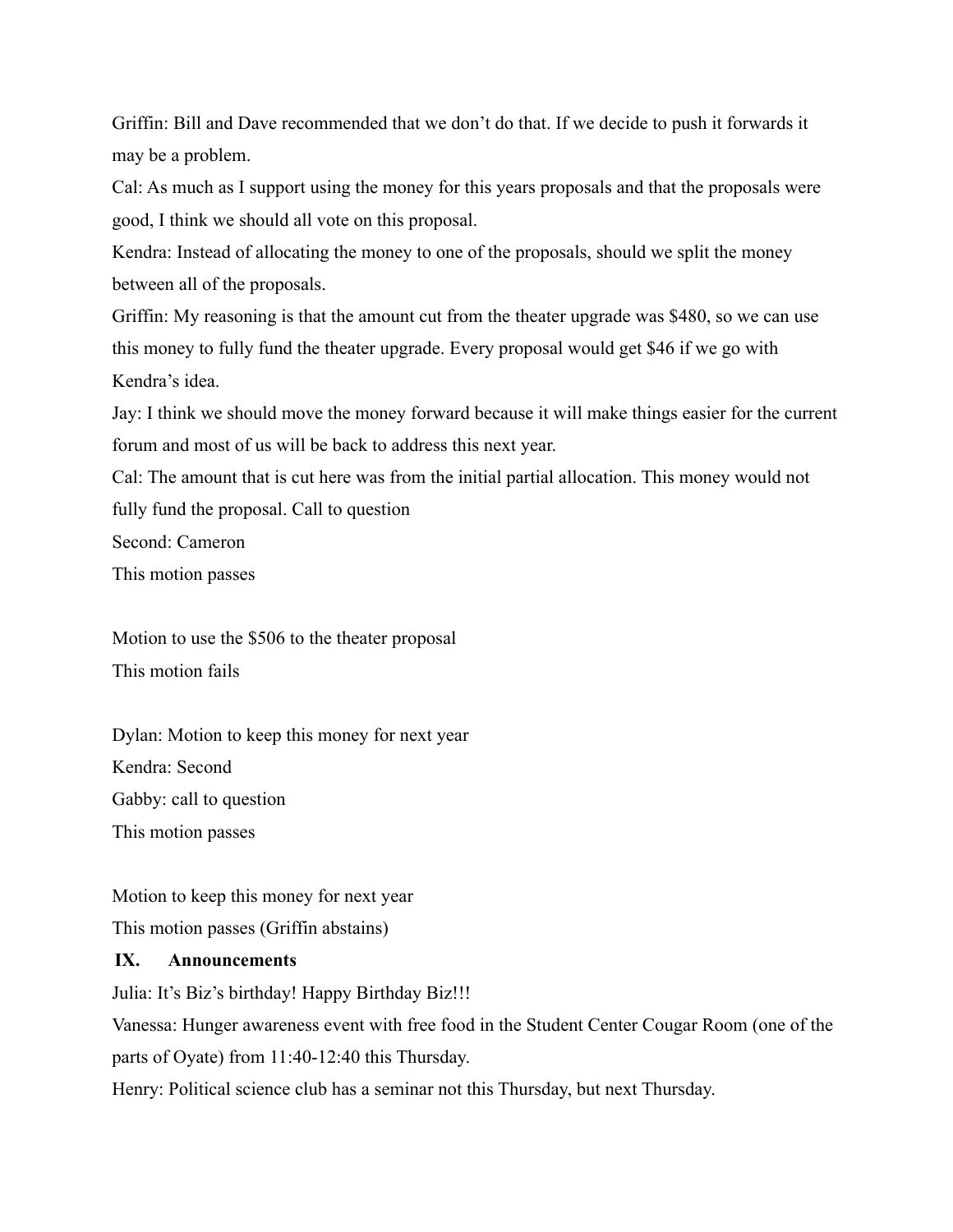Griffin: Bill and Dave recommended that we don't do that. If we decide to push it forwards it may be a problem.

Cal: As much as I support using the money for this years proposals and that the proposals were good, I think we should all vote on this proposal.

Kendra: Instead of allocating the money to one of the proposals, should we split the money between all of the proposals.

Griffin: My reasoning is that the amount cut from the theater upgrade was $480, so we can use this money to fully fund the theater upgrade. Every proposal would get $46 if we go with Kendra's idea.

Jay: I think we should move the money forward because it will make things easier for the current forum and most of us will be back to address this next year.

Cal: The amount that is cut here was from the initial partial allocation. This money would not fully fund the proposal. Call to question

Second: Cameron

This motion passes

Motion to use the $506 to the theater proposal

This motion fails

Dylan: Motion to keep this money for next year

Kendra: Second

Gabby: call to question

This motion passes

Motion to keep this money for next year

This motion passes (Griffin abstains)

## IX. Announcements

Julia: It's Biz's birthday! Happy Birthday Biz!!!

Vanessa: Hunger awareness event with free food in the Student Center Cougar Room (one of the parts of Oyate) from 11:40-12:40 this Thursday.

Henry: Political science club has a seminar not this Thursday, but next Thursday.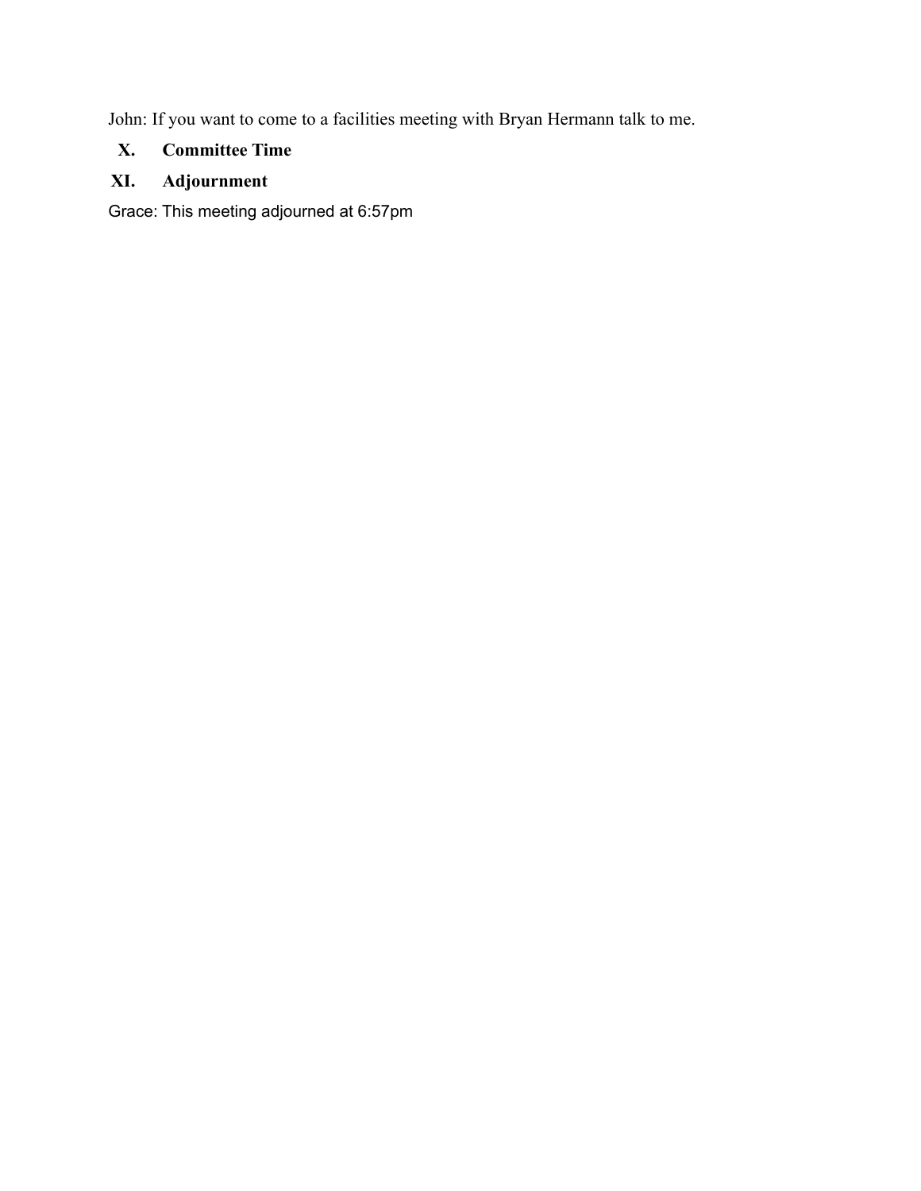John: If you want to come to a facilities meeting with Bryan Hermann talk to me.

## X. Committee Time

## XI. Adjournment

Grace: This meeting adjourned at 6:57pm